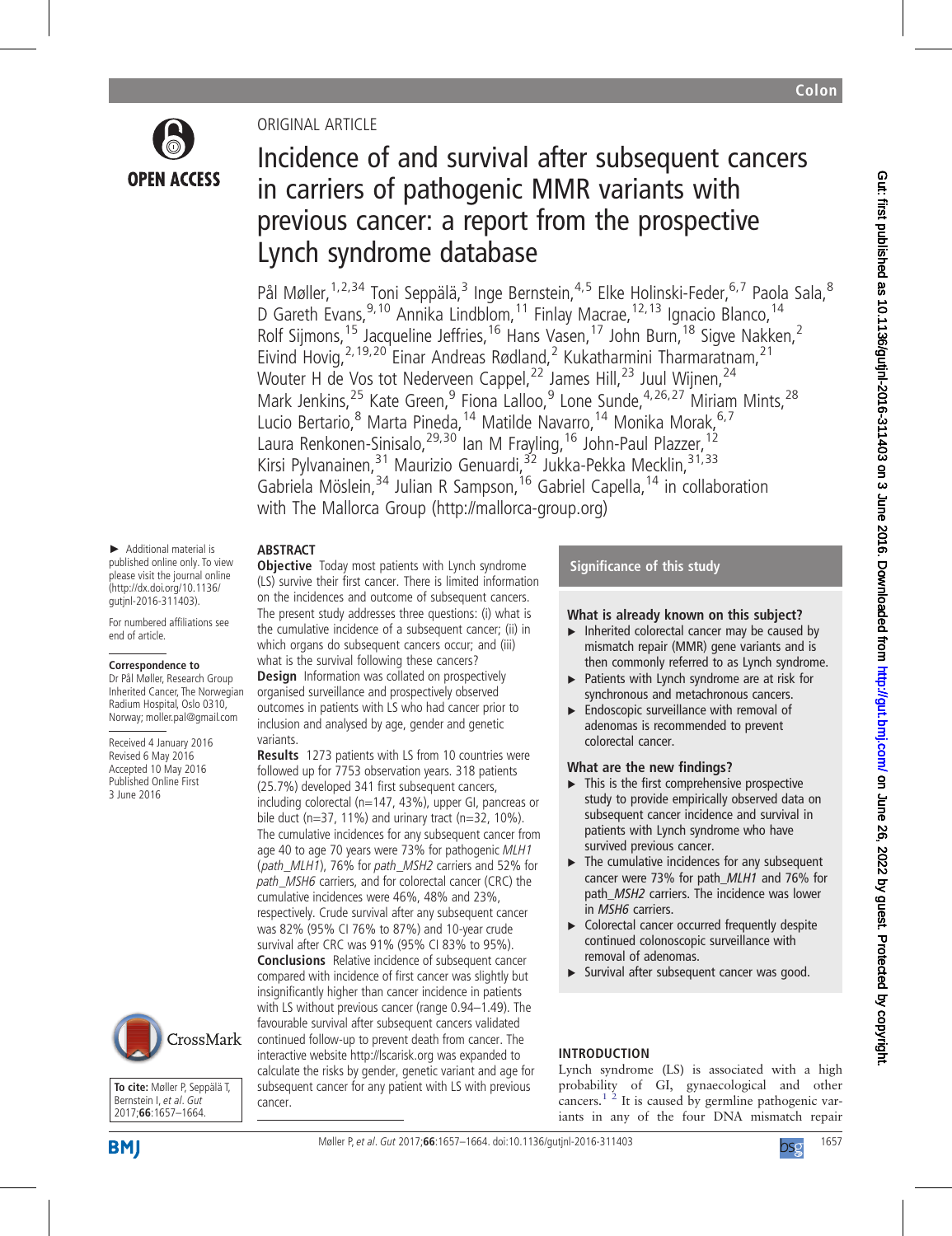ORIGINAL ARTICLE

# Incidence of and survival after subsequent cancers in carriers of pathogenic MMR variants with previous cancer: a report from the prospective Lynch syndrome database

Pål Møller,[1,2,34] Toni Seppälä,[3] Inge Bernstein,[4,5] Elke Holinski-Feder,[6,7] Paola Sala,[8] D Gareth Evans,[9,10] Annika Lindblom,[11] Finlay Macrae,[12,13] Ignacio Blanco,[14] Rolf Sijmons,[15] Jacqueline Jeffries,[16] Hans Vasen,[17] John Burn,[18] Sigve Nakken,[2] Eivind Hovig,[2,19,20] Einar Andreas Rødland,[2] Kukatharmini Tharmaratnam,[21] Wouter H de Vos tot Nederveen Cappel,[22] James Hill,[23] Juul Wijnen,[24] Mark Jenkins,[25] Kate Green,[9] Fiona Lalloo,[9] Lone Sunde,[4,26,27] Miriam Mints,[28] Lucio Bertario,[8] Marta Pineda,[14] Matilde Navarro,[14] Monika Morak,[6,7] Laura Renkonen-Sinisalo,[29,30] Ian M Frayling,[16] John-Paul Plazzer,[12] Kirsi Pylvanainen,[31] Maurizio Genuardi,[32] Jukka-Pekka Mecklin,[31,33] Gabriela Möslein,[34] Julian R Sampson,[16] Gabriel Capella,[14] in collaboration with The Mallorca Group (http://mallorca-group.org)

► Additional material is published online only. To view please visit the journal online (http://dx.doi.org/10.1136/gutjnl-2016-311403).

For numbered affiliations see end of article.

**Correspondence to**
Dr Pål Møller, Research Group Inherited Cancer, The Norwegian Radium Hospital, Oslo 0310, Norway; moller.pal@gmail.com

Received 4 January 2016
Revised 6 May 2016
Accepted 10 May 2016
Published Online First 3 June 2016

## ABSTRACT

**Objective** Today most patients with Lynch syndrome (LS) survive their first cancer. There is limited information on the incidences and outcome of subsequent cancers. The present study addresses three questions: (i) what is the cumulative incidence of a subsequent cancer; (ii) in which organs do subsequent cancers occur; and (iii) what is the survival following these cancers?

**Design** Information was collated on prospectively organised surveillance and prospectively observed outcomes in patients with LS who had cancer prior to inclusion and analysed by age, gender and genetic variants.

**Results** 1273 patients with LS from 10 countries were followed up for 7753 observation years. 318 patients (25.7%) developed 341 first subsequent cancers, including colorectal (n=147, 43%), upper GI, pancreas or bile duct (n=37, 11%) and urinary tract (n=32, 10%). The cumulative incidences for any subsequent cancer from age 40 to age 70 years were 73% for pathogenic *MLH1* (*path_MLH1*), 76% for *path_MSH2* carriers and 52% for *path_MSH6* carriers, and for colorectal cancer (CRC) the cumulative incidences were 46%, 48% and 23%, respectively. Crude survival after any subsequent cancer was 82% (95% CI 76% to 87%) and 10-year crude survival after CRC was 91% (95% CI 83% to 95%).

**Conclusions** Relative incidence of subsequent cancer compared with incidence of first cancer was slightly but insignificantly higher than cancer incidence in patients with LS without previous cancer (range 0.94–1.49). The favourable survival after subsequent cancers validated continued follow-up to prevent death from cancer. The interactive website http://lscarisk.org was expanded to calculate the risks by gender, genetic variant and age for subsequent cancer for any patient with LS with previous cancer.

**To cite:** Møller P, Seppälä T, Bernstein I, *et al. Gut* 2017;**66**:1657–1664.

## Significance of this study

### What is already known on this subject?

- Inherited colorectal cancer may be caused by mismatch repair (MMR) gene variants and is then commonly referred to as Lynch syndrome.
- Patients with Lynch syndrome are at risk for synchronous and metachronous cancers.
- Endoscopic surveillance with removal of adenomas is recommended to prevent colorectal cancer.

### What are the new findings?

- This is the first comprehensive prospective study to provide empirically observed data on subsequent cancer incidence and survival in patients with Lynch syndrome who have survived previous cancer.
- The cumulative incidences for any subsequent cancer were 73% for path_*MLH1* and 76% for path_*MSH2* carriers. The incidence was lower in *MSH6* carriers.
- Colorectal cancer occurred frequently despite continued colonoscopic surveillance with removal of adenomas.
- Survival after subsequent cancer was good.

## INTRODUCTION

Lynch syndrome (LS) is associated with a high probability of GI, gynaecological and other cancers.[1,2] It is caused by germline pathogenic variants in any of the four DNA mismatch repair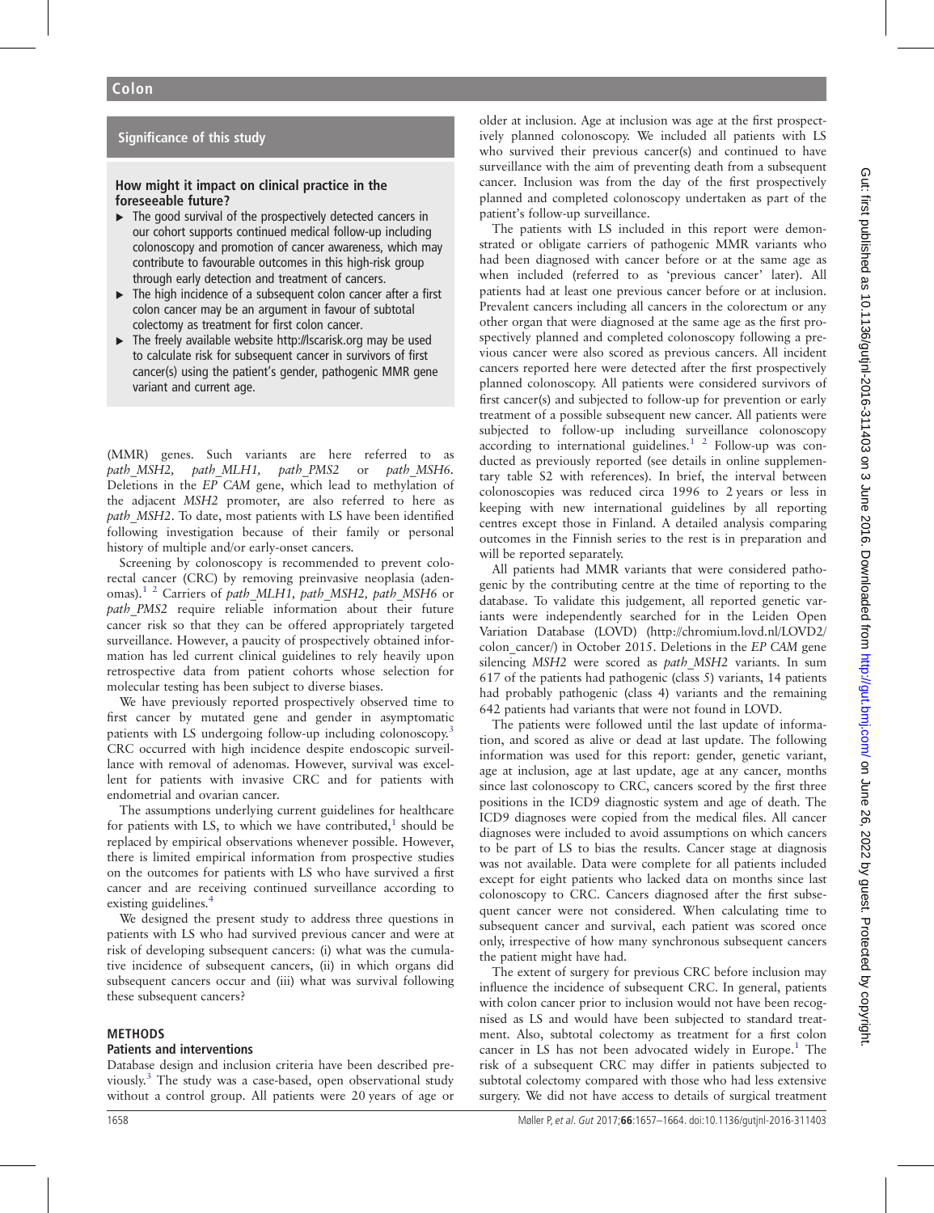## Significance of this study

### How might it impact on clinical practice in the foreseeable future?

- The good survival of the prospectively detected cancers in our cohort supports continued medical follow-up including colonoscopy and promotion of cancer awareness, which may contribute to favourable outcomes in this high-risk group through early detection and treatment of cancers.
- The high incidence of a subsequent colon cancer after a first colon cancer may be an argument in favour of subtotal colectomy as treatment for first colon cancer.
- The freely available website http://lscarisk.org may be used to calculate risk for subsequent cancer in survivors of first cancer(s) using the patient's gender, pathogenic MMR gene variant and current age.

(MMR) genes. Such variants are here referred to as *path_MSH2*, *path_MLH1*, *path_PMS2* or *path_MSH6*. Deletions in the *EP CAM* gene, which lead to methylation of the adjacent *MSH2* promoter, are also referred to here as *path_MSH2*. To date, most patients with LS have been identified following investigation because of their family or personal history of multiple and/or early-onset cancers.

Screening by colonoscopy is recommended to prevent colorectal cancer (CRC) by removing preinvasive neoplasia (adenomas).[1 2] Carriers of *path_MLH1, path_MSH2, path_MSH6* or *path_PMS2* require reliable information about their future cancer risk so that they can be offered appropriately targeted surveillance. However, a paucity of prospectively obtained information has led current clinical guidelines to rely heavily upon retrospective data from patient cohorts whose selection for molecular testing has been subject to diverse biases.

We have previously reported prospectively observed time to first cancer by mutated gene and gender in asymptomatic patients with LS undergoing follow-up including colonoscopy.[3] CRC occurred with high incidence despite endoscopic surveillance with removal of adenomas. However, survival was excellent for patients with invasive CRC and for patients with endometrial and ovarian cancer.

The assumptions underlying current guidelines for healthcare for patients with LS, to which we have contributed,[1] should be replaced by empirical observations whenever possible. However, there is limited empirical information from prospective studies on the outcomes for patients with LS who have survived a first cancer and are receiving continued surveillance according to existing guidelines.[4]

We designed the present study to address three questions in patients with LS who had survived previous cancer and were at risk of developing subsequent cancers: (i) what was the cumulative incidence of subsequent cancers, (ii) in which organs did subsequent cancers occur and (iii) what was survival following these subsequent cancers?

## METHODS

### Patients and interventions

Database design and inclusion criteria have been described previously.[3] The study was a case-based, open observational study without a control group. All patients were 20 years of age or older at inclusion. Age at inclusion was age at the first prospectively planned colonoscopy. We included all patients with LS who survived their previous cancer(s) and continued to have surveillance with the aim of preventing death from a subsequent cancer. Inclusion was from the day of the first prospectively planned and completed colonoscopy undertaken as part of the patient's follow-up surveillance.

The patients with LS included in this report were demonstrated or obligate carriers of pathogenic MMR variants who had been diagnosed with cancer before or at the same age as when included (referred to as 'previous cancer' later). All patients had at least one previous cancer before or at inclusion. Prevalent cancers including all cancers in the colorectum or any other organ that were diagnosed at the same age as the first prospectively planned and completed colonoscopy following a previous cancer were also scored as previous cancers. All incident cancers reported here were detected after the first prospectively planned colonoscopy. All patients were considered survivors of first cancer(s) and subjected to follow-up for prevention or early treatment of a possible subsequent new cancer. All patients were subjected to follow-up including surveillance colonoscopy according to international guidelines.[1 2] Follow-up was conducted as previously reported (see details in online supplementary table S2 with references). In brief, the interval between colonoscopies was reduced circa 1996 to 2 years or less in keeping with new international guidelines by all reporting centres except those in Finland. A detailed analysis comparing outcomes in the Finnish series to the rest is in preparation and will be reported separately.

All patients had MMR variants that were considered pathogenic by the contributing centre at the time of reporting to the database. To validate this judgement, all reported genetic variants were independently searched for in the Leiden Open Variation Database (LOVD) (http://chromium.lovd.nl/LOVD2/colon_cancer/) in October 2015. Deletions in the *EP CAM* gene silencing *MSH2* were scored as *path_MSH2* variants. In sum 617 of the patients had pathogenic (class 5) variants, 14 patients had probably pathogenic (class 4) variants and the remaining 642 patients had variants that were not found in LOVD.

The patients were followed until the last update of information, and scored as alive or dead at last update. The following information was used for this report: gender, genetic variant, age at inclusion, age at last update, age at any cancer, months since last colonoscopy to CRC, cancers scored by the first three positions in the ICD9 diagnostic system and age of death. The ICD9 diagnoses were copied from the medical files. All cancer diagnoses were included to avoid assumptions on which cancers to be part of LS to bias the results. Cancer stage at diagnosis was not available. Data were complete for all patients included except for eight patients who lacked data on months since last colonoscopy to CRC. Cancers diagnosed after the first subsequent cancer were not considered. When calculating time to subsequent cancer and survival, each patient was scored once only, irrespective of how many synchronous subsequent cancers the patient might have had.

The extent of surgery for previous CRC before inclusion may influence the incidence of subsequent CRC. In general, patients with colon cancer prior to inclusion would not have been recognised as LS and would have been subjected to standard treatment. Also, subtotal colectomy as treatment for a first colon cancer in LS has not been advocated widely in Europe.[1] The risk of a subsequent CRC may differ in patients subjected to subtotal colectomy compared with those who had less extensive surgery. We did not have access to details of surgical treatment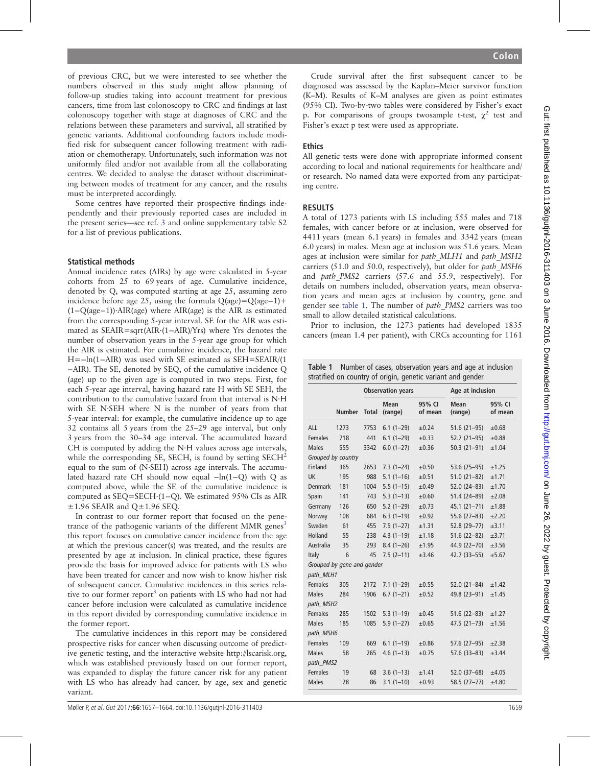of previous CRC, but we were interested to see whether the numbers observed in this study might allow planning of follow-up studies taking into account treatment for previous cancers, time from last colonoscopy to CRC and findings at last colonoscopy together with stage at diagnoses of CRC and the relations between these parameters and survival, all stratified by genetic variants. Additional confounding factors include modified risk for subsequent cancer following treatment with radiation or chemotherapy. Unfortunately, such information was not uniformly filed and/or not available from all the collaborating centres. We decided to analyse the dataset without discriminating between modes of treatment for any cancer, and the results must be interpreted accordingly.

Some centres have reported their prospective findings independently and their previously reported cases are included in the present series—see ref. 3 and online supplementary table S2 for a list of previous publications.

### Statistical methods

Annual incidence rates (AIRs) by age were calculated in 5-year cohorts from 25 to 69 years of age. Cumulative incidence, denoted by Q, was computed starting at age 25, assuming zero incidence before age 25, using the formula $Q(age)=Q(age-1)+(1-Q(age-1))\cdot AIR(age)$ where AIR(age) is the AIR as estimated from the corresponding 5-year interval. SE for the AIR was estimated as $SEAIR=\sqrt{AIR\cdot(1-AIR)/Yrs}$ where Yrs denotes the number of observation years in the 5-year age group for which the AIR is estimated. For cumulative incidence, the hazard rate $H=-\ln(1-AIR)$ was used with SE estimated as $SEH=SEAIR/(1-AIR)$. The SE, denoted by SEQ, of the cumulative incidence Q (age) up to the given age is computed in two steps. First, for each 5-year age interval, having hazard rate H with SE SEH, the contribution to the cumulative hazard from that interval is $N\cdot H$ with SE $N\cdot SEH$ where N is the number of years from that 5-year interval: for example, the cumulative incidence up to age 32 contains all 5 years from the 25–29 age interval, but only 3 years from the 30–34 age interval. The accumulated hazard CH is computed by adding the $N\cdot H$ values across age intervals, while the corresponding SE, SECH, is found by setting $SECH^2$ equal to the sum of $(N\cdot SEH)$ across age intervals. The accumulated hazard rate CH should now equal $-\ln(1-Q)$ with Q as computed above, while the SE of the cumulative incidence is computed as $SEQ=SECH\cdot(1-Q)$. We estimated 95% CIs as AIR $\pm1.96$ SEAIR and Q$\pm1.96$ SEQ.

In contrast to our former report that focused on the penetrance of the pathogenic variants of the different MMR genes[3] this report focuses on cumulative cancer incidence from the age at which the previous cancer(s) was treated, and the results are presented by age at inclusion. In clinical practice, these figures provide the basis for improved advice for patients with LS who have been treated for cancer and now wish to know his/her risk of subsequent cancer. Cumulative incidences in this series relative to our former report[3] on patients with LS who had not had cancer before inclusion were calculated as cumulative incidence in this report divided by corresponding cumulative incidence in the former report.

The cumulative incidences in this report may be considered prospective risks for cancer when discussing outcome of predictive genetic testing, and the interactive website http://lscarisk.org, which was established previously based on our former report, was expanded to display the future cancer risk for any patient with LS who has already had cancer, by age, sex and genetic variant.

Crude survival after the first subsequent cancer to be diagnosed was assessed by the Kaplan–Meier survivor function (K–M). Results of K–M analyses are given as point estimates (95% CI). Two-by-two tables were considered by Fisher's exact p. For comparisons of groups twosample t-test, $\chi^2$ test and Fisher's exact p test were used as appropriate.

### Ethics

All genetic tests were done with appropriate informed consent according to local and national requirements for healthcare and/or research. No named data were exported from any participating centre.

## RESULTS

A total of 1273 patients with LS including 555 males and 718 females, with cancer before or at inclusion, were observed for 4411 years (mean 6.1 years) in females and 3342 years (mean 6.0 years) in males. Mean age at inclusion was 51.6 years. Mean ages at inclusion were similar for *path_MLH1* and *path_MSH2* carriers (51.0 and 50.0, respectively), but older for *path_MSH6* and *path_PMS2* carriers (57.6 and 55.9, respectively). For details on numbers included, observation years, mean observation years and mean ages at inclusion by country, gene and gender see table 1. The number of *path_PMS2* carriers was too small to allow detailed statistical calculations.

Prior to inclusion, the 1273 patients had developed 1835 cancers (mean 1.4 per patient), with CRCs accounting for 1161

**Table 1** Number of cases, observation years and age at inclusion stratified on country of origin, genetic variant and gender

| | | Observation years | | | Age at inclusion | |
|---|---|---|---|---|---|---|
| | Number | Total | Mean (range) | 95% CI of mean | Mean (range) | 95% CI of mean |
| ALL | 1273 | 7753 | 6.1 (1–29) | ±0.24 | 51.6 (21–95) | ±0.68 |
| Females | 718 | 441 | 6.1 (1–29) | ±0.33 | 52.7 (21–95) | ±0.88 |
| Males | 555 | 3342 | 6.0 (1–27) | ±0.36 | 50.3 (21–91) | ±1.04 |
| *Grouped by country* | | | | | | |
| Finland | 365 | 2653 | 7.3 (1–24) | ±0.50 | 53.6 (25–95) | ±1.25 |
| UK | 195 | 988 | 5.1 (1–16) | ±0.51 | 51.0 (21–82) | ±1.71 |
| Denmark | 181 | 1004 | 5.5 (1–15) | ±0.49 | 52.0 (24–83) | ±1.70 |
| Spain | 141 | 743 | 5.3 (1–13) | ±0.60 | 51.4 (24–89) | ±2.08 |
| Germany | 126 | 650 | 5.2 (1–29) | ±0.73 | 45.1 (21–71) | ±1.88 |
| Norway | 108 | 684 | 6.3 (1–19) | ±0.92 | 55.6 (27–83) | ±2.20 |
| Sweden | 61 | 455 | 7.5 (1–27) | ±1.31 | 52.8 (29–77) | ±3.11 |
| Holland | 55 | 238 | 4.3 (1–19) | ±1.18 | 51.6 (22–82) | ±3.71 |
| Australia | 35 | 293 | 8.4 (1–26) | ±1.95 | 44.9 (22–70) | ±3.56 |
| Italy | 6 | 45 | 7.5 (2–11) | ±3.46 | 42.7 (33–55) | ±5.67 |
| *Grouped by gene and gender* | | | | | | |
| *path_MLH1* | | | | | | |
| Females | 305 | 2172 | 7.1 (1–29) | ±0.55 | 52.0 (21–84) | ±1.42 |
| Males | 284 | 1906 | 6.7 (1–21) | ±0.52 | 49.8 (23–91) | ±1.45 |
| *path_MSH2* | | | | | | |
| Females | 285 | 1502 | 5.3 (1–19) | ±0.45 | 51.6 (22–83) | ±1.27 |
| Males | 185 | 1085 | 5.9 (1–27) | ±0.65 | 47.5 (21–73) | ±1.56 |
| *path_MSH6* | | | | | | |
| Females | 109 | 669 | 6.1 (1–19) | ±0.86 | 57.6 (27–95) | ±2.38 |
| Males | 58 | 265 | 4.6 (1–13) | ±0.75 | 57.6 (33–83) | ±3.44 |
| *path_PMS2* | | | | | | |
| Females | 19 | 68 | 3.6 (1–13) | ±1.41 | 52.0 (37–68) | ±4.05 |
| Males | 28 | 86 | 3.1 (1–10) | ±0.93 | 58.5 (27–77) | ±4.80 |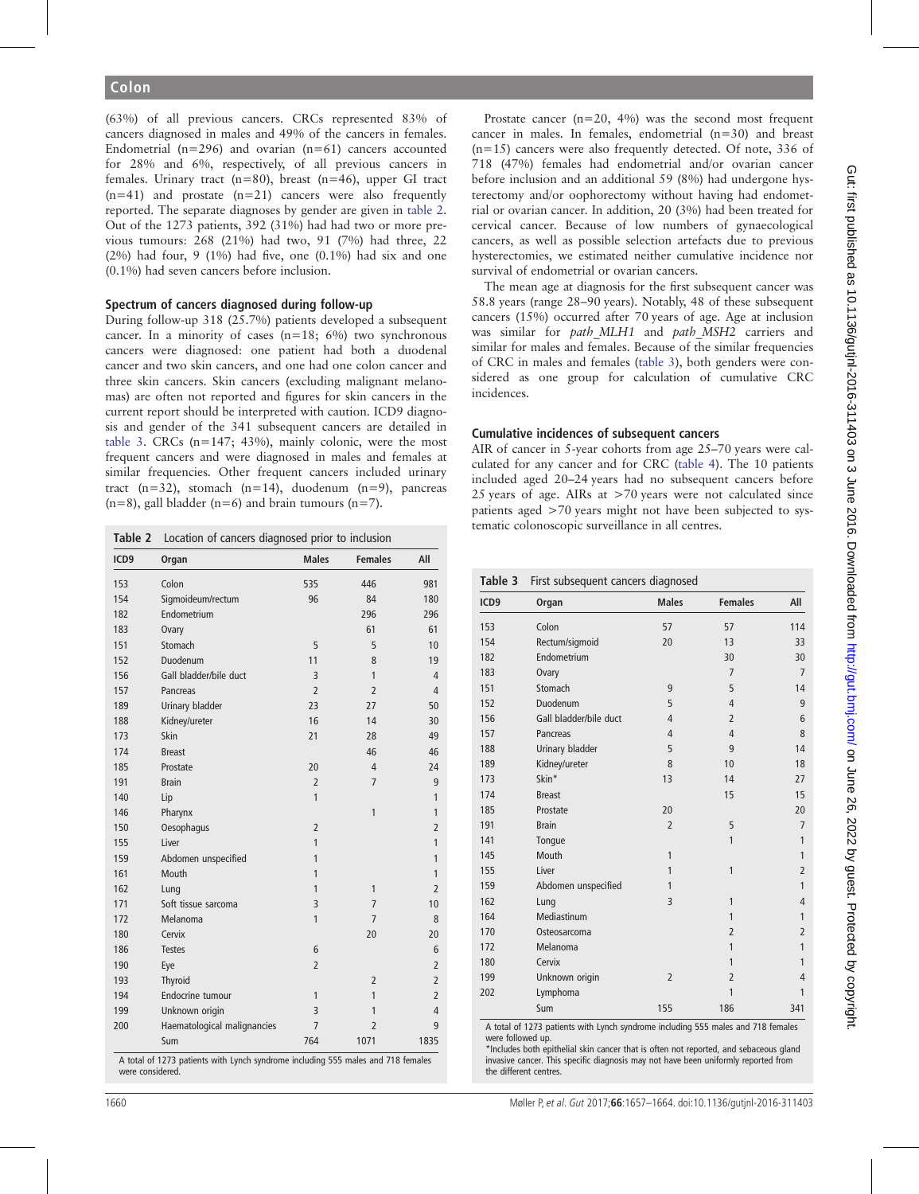(63%) of all previous cancers. CRCs represented 83% of cancers diagnosed in males and 49% of the cancers in females. Endometrial (n=296) and ovarian (n=61) cancers accounted for 28% and 6%, respectively, of all previous cancers in females. Urinary tract (n=80), breast (n=46), upper GI tract (n=41) and prostate (n=21) cancers were also frequently reported. The separate diagnoses by gender are given in table 2. Out of the 1273 patients, 392 (31%) had had two or more previous tumours: 268 (21%) had two, 91 (7%) had three, 22 (2%) had four, 9 (1%) had five, one (0.1%) had six and one (0.1%) had seven cancers before inclusion.

### Spectrum of cancers diagnosed during follow-up

During follow-up 318 (25.7%) patients developed a subsequent cancer. In a minority of cases (n=18; 6%) two synchronous cancers were diagnosed: one patient had both a duodenal cancer and two skin cancers, and one had one colon cancer and three skin cancers. Skin cancers (excluding malignant melanomas) are often not reported and figures for skin cancers in the current report should be interpreted with caution. ICD9 diagnosis and gender of the 341 subsequent cancers are detailed in table 3. CRCs (n=147; 43%), mainly colonic, were the most frequent cancers and were diagnosed in males and females at similar frequencies. Other frequent cancers included urinary tract (n=32), stomach (n=14), duodenum (n=9), pancreas (n=8), gall bladder (n=6) and brain tumours (n=7).

**Table 2** Location of cancers diagnosed prior to inclusion

| ICD9 | Organ | Males | Females | All |
|---|---|---|---|---|
| 153 | Colon | 535 | 446 | 981 |
| 154 | Sigmoideum/rectum | 96 | 84 | 180 |
| 182 | Endometrium | | 296 | 296 |
| 183 | Ovary | | 61 | 61 |
| 151 | Stomach | 5 | 5 | 10 |
| 152 | Duodenum | 11 | 8 | 19 |
| 156 | Gall bladder/bile duct | 3 | 1 | 4 |
| 157 | Pancreas | 2 | 2 | 4 |
| 189 | Urinary bladder | 23 | 27 | 50 |
| 188 | Kidney/ureter | 16 | 14 | 30 |
| 173 | Skin | 21 | 28 | 49 |
| 174 | Breast | | 46 | 46 |
| 185 | Prostate | 20 | 4 | 24 |
| 191 | Brain | 2 | 7 | 9 |
| 140 | Lip | 1 | | 1 |
| 146 | Pharynx | | 1 | 1 |
| 150 | Oesophagus | 2 | | 2 |
| 155 | Liver | 1 | | 1 |
| 159 | Abdomen unspecified | 1 | | 1 |
| 161 | Mouth | 1 | | 1 |
| 162 | Lung | 1 | 1 | 2 |
| 171 | Soft tissue sarcoma | 3 | 7 | 10 |
| 172 | Melanoma | 1 | 7 | 8 |
| 180 | Cervix | | 20 | 20 |
| 186 | Testes | 6 | | 6 |
| 190 | Eye | 2 | | 2 |
| 193 | Thyroid | | 2 | 2 |
| 194 | Endocrine tumour | 1 | 1 | 2 |
| 199 | Unknown origin | 3 | 1 | 4 |
| 200 | Haematological malignancies | 7 | 2 | 9 |
| | Sum | 764 | 1071 | 1835 |

A total of 1273 patients with Lynch syndrome including 555 males and 718 females were considered.

Prostate cancer (n=20, 4%) was the second most frequent cancer in males. In females, endometrial (n=30) and breast (n=15) cancers were also frequently detected. Of note, 336 of 718 (47%) females had endometrial and/or ovarian cancer before inclusion and an additional 59 (8%) had undergone hysterectomy and/or oophorectomy without having had endometrial or ovarian cancer. In addition, 20 (3%) had been treated for cervical cancer. Because of low numbers of gynaecological cancers, as well as possible selection artefacts due to previous hysterectomies, we estimated neither cumulative incidence nor survival of endometrial or ovarian cancers.

The mean age at diagnosis for the first subsequent cancer was 58.8 years (range 28–90 years). Notably, 48 of these subsequent cancers (15%) occurred after 70 years of age. Age at inclusion was similar for *path_MLH1* and *path_MSH2* carriers and similar for males and females. Because of the similar frequencies of CRC in males and females (table 3), both genders were considered as one group for calculation of cumulative CRC incidences.

### Cumulative incidences of subsequent cancers

AIR of cancer in 5-year cohorts from age 25–70 years were calculated for any cancer and for CRC (table 4). The 10 patients included aged 20–24 years had no subsequent cancers before 25 years of age. AIRs at >70 years were not calculated since patients aged >70 years might not have been subjected to systematic colonoscopic surveillance in all centres.

**Table 3** First subsequent cancers diagnosed

| ICD9 | Organ | Males | Females | All |
|---|---|---|---|---|
| 153 | Colon | 57 | 57 | 114 |
| 154 | Rectum/sigmoid | 20 | 13 | 33 |
| 182 | Endometrium | | 30 | 30 |
| 183 | Ovary | | 7 | 7 |
| 151 | Stomach | 9 | 5 | 14 |
| 152 | Duodenum | 5 | 4 | 9 |
| 156 | Gall bladder/bile duct | 4 | 2 | 6 |
| 157 | Pancreas | 4 | 4 | 8 |
| 188 | Urinary bladder | 5 | 9 | 14 |
| 189 | Kidney/ureter | 8 | 10 | 18 |
| 173 | Skin* | 13 | 14 | 27 |
| 174 | Breast | | 15 | 15 |
| 185 | Prostate | 20 | | 20 |
| 191 | Brain | 2 | 5 | 7 |
| 141 | Tongue | | 1 | 1 |
| 145 | Mouth | 1 | | 1 |
| 155 | Liver | 1 | 1 | 2 |
| 159 | Abdomen unspecified | 1 | | 1 |
| 162 | Lung | 3 | 1 | 4 |
| 164 | Mediastinum | | 1 | 1 |
| 170 | Osteosarcoma | | 2 | 2 |
| 172 | Melanoma | | 1 | 1 |
| 180 | Cervix | | 1 | 1 |
| 199 | Unknown origin | 2 | 2 | 4 |
| 202 | Lymphoma | | 1 | 1 |
| | Sum | 155 | 186 | 341 |

A total of 1273 patients with Lynch syndrome including 555 males and 718 females were followed up.
*Includes both epithelial skin cancer that is often not reported, and sebaceous gland invasive cancer. This specific diagnosis may not have been uniformly reported from the different centres.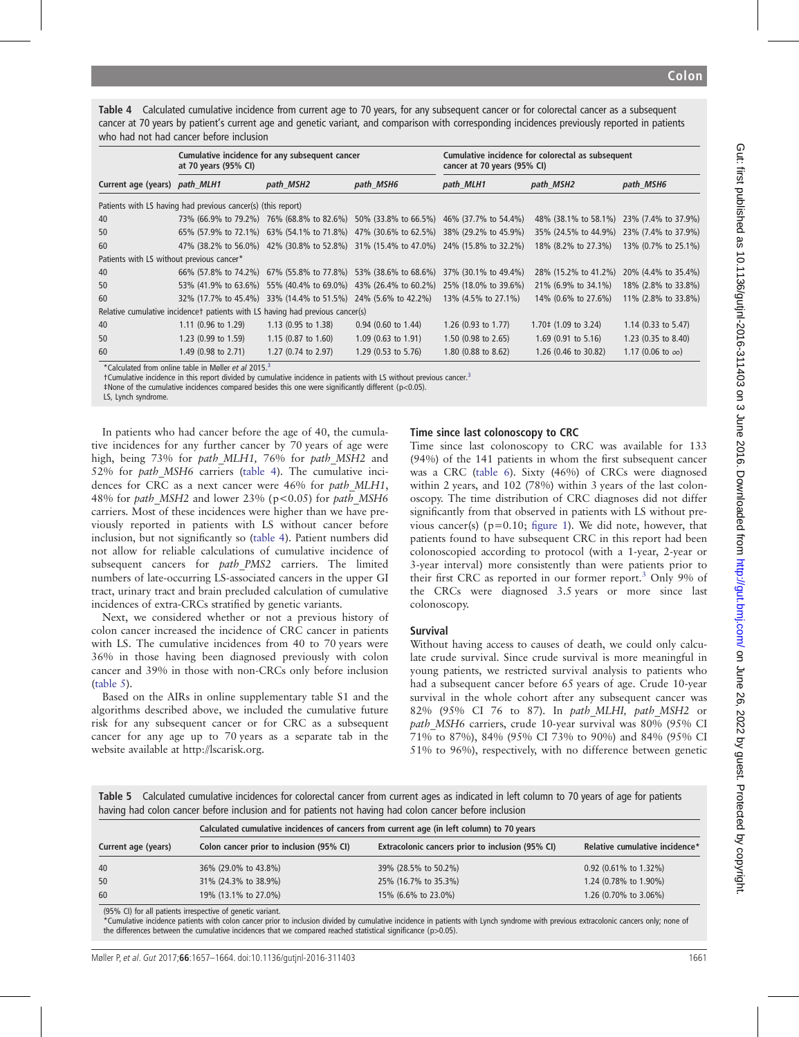**Table 4** Calculated cumulative incidence from current age to 70 years, for any subsequent cancer or for colorectal cancer as a subsequent cancer at 70 years by patient's current age and genetic variant, and comparison with corresponding incidences previously reported in patients who had not had cancer before inclusion

| | Cumulative incidence for any subsequent cancer at 70 years (95% CI) | | | Cumulative incidence for colorectal as subsequent cancer at 70 years (95% CI) | | |
|---|---|---|---|---|---|---|
| Current age (years) | path_MLH1 | path_MSH2 | path_MSH6 | path_MLH1 | path_MSH2 | path_MSH6 |
| Patients with LS having had previous cancer(s) (this report) | | | | | | |
| 40 | 73% (66.9% to 79.2%) | 76% (68.8% to 82.6%) | 50% (33.8% to 66.5%) | 46% (37.7% to 54.4%) | 48% (38.1% to 58.1%) | 23% (7.4% to 37.9%) |
| 50 | 65% (57.9% to 72.1%) | 63% (54.1% to 71.8%) | 47% (30.6% to 62.5%) | 38% (29.2% to 45.9%) | 35% (24.5% to 44.9%) | 23% (7.4% to 37.9%) |
| 60 | 47% (38.2% to 56.0%) | 42% (30.8% to 52.8%) | 31% (15.4% to 47.0%) | 24% (15.8% to 32.2%) | 18% (8.2% to 27.3%) | 13% (0.7% to 25.1%) |
| Patients with LS without previous cancer* | | | | | | |
| 40 | 66% (57.8% to 74.2%) | 67% (55.8% to 77.8%) | 53% (38.6% to 68.6%) | 37% (30.1% to 49.4%) | 28% (15.2% to 41.2%) | 20% (4.4% to 35.4%) |
| 50 | 53% (41.9% to 63.6%) | 55% (40.4% to 69.0%) | 43% (26.4% to 60.2%) | 25% (18.0% to 39.6%) | 21% (6.9% to 34.1%) | 18% (2.8% to 33.8%) |
| 60 | 32% (17.7% to 45.4%) | 33% (14.4% to 51.5%) | 24% (5.6% to 42.2%) | 13% (4.5% to 27.1%) | 14% (0.6% to 27.6%) | 11% (2.8% to 33.8%) |
| Relative cumulative incidence† patients with LS having had previous cancer(s) | | | | | | |
| 40 | 1.11 (0.96 to 1.29) | 1.13 (0.95 to 1.38) | 0.94 (0.60 to 1.44) | 1.26 (0.93 to 1.77) | 1.70‡ (1.09 to 3.24) | 1.14 (0.33 to 5.47) |
| 50 | 1.23 (0.99 to 1.59) | 1.15 (0.87 to 1.60) | 1.09 (0.63 to 1.91) | 1.50 (0.98 to 2.65) | 1.69 (0.91 to 5.16) | 1.23 (0.35 to 8.40) |
| 60 | 1.49 (0.98 to 2.71) | 1.27 (0.74 to 2.97) | 1.29 (0.53 to 5.76) | 1.80 (0.88 to 8.62) | 1.26 (0.46 to 30.82) | 1.17 (0.06 to ∞) |

*Calculated from online table in Møller *et al* 2015.[3]
†Cumulative incidence in this report divided by cumulative incidence in patients with LS without previous cancer.[3]
‡None of the cumulative incidences compared besides this one were significantly different (p<0.05).
LS, Lynch syndrome.

In patients who had cancer before the age of 40, the cumulative incidences for any further cancer by 70 years of age were high, being 73% for *path_MLH1,* 76% for *path_MSH2* and 52% for *path_MSH6* carriers (table 4). The cumulative incidences for CRC as a next cancer were 46% for *path_MLH1*, 48% for *path_MSH2* and lower 23% ($p<0.05$) for *path_MSH6* carriers. Most of these incidences were higher than we have previously reported in patients with LS without cancer before inclusion, but not significantly so (table 4). Patient numbers did not allow for reliable calculations of cumulative incidence of subsequent cancers for *path_PMS2* carriers. The limited numbers of late-occurring LS-associated cancers in the upper GI tract, urinary tract and brain precluded calculation of cumulative incidences of extra-CRCs stratified by genetic variants.

Next, we considered whether or not a previous history of colon cancer increased the incidence of CRC cancer in patients with LS. The cumulative incidences from 40 to 70 years were 36% in those having been diagnosed previously with colon cancer and 39% in those with non-CRCs only before inclusion (table 5).

Based on the AIRs in online supplementary table S1 and the algorithms described above, we included the cumulative future risk for any subsequent cancer or for CRC as a subsequent cancer for any age up to 70 years as a separate tab in the website available at http://lscarisk.org.

## Time since last colonoscopy to CRC

Time since last colonoscopy to CRC was available for 133 (94%) of the 141 patients in whom the first subsequent cancer was a CRC (table 6). Sixty (46%) of CRCs were diagnosed within 2 years, and 102 (78%) within 3 years of the last colonoscopy. The time distribution of CRC diagnoses did not differ significantly from that observed in patients with LS without previous cancer(s) ($p=0.10$; figure 1). We did note, however, that patients found to have subsequent CRC in this report had been colonoscopied according to protocol (with a 1-year, 2-year or 3-year interval) more consistently than were patients prior to their first CRC as reported in our former report.[3] Only 9% of the CRCs were diagnosed 3.5 years or more since last colonoscopy.

## Survival

Without having access to causes of death, we could only calculate crude survival. Since crude survival is more meaningful in young patients, we restricted survival analysis to patients who had a subsequent cancer before 65 years of age. Crude 10-year survival in the whole cohort after any subsequent cancer was 82% (95% CI 76 to 87). In *path_MLHI, path_MSH2* or *path_MSH6* carriers, crude 10-year survival was 80% (95% CI 71% to 87%), 84% (95% CI 73% to 90%) and 84% (95% CI 51% to 96%), respectively, with no difference between genetic

**Table 5** Calculated cumulative incidences for colorectal cancer from current ages as indicated in left column to 70 years of age for patients having had colon cancer before inclusion and for patients not having had colon cancer before inclusion

| | Calculated cumulative incidences of cancers from current age (in left column) to 70 years | | |
|---|---|---|---|
| Current age (years) | Colon cancer prior to inclusion (95% CI) | Extracolonic cancers prior to inclusion (95% CI) | Relative cumulative incidence* |
| 40 | 36% (29.0% to 43.8%) | 39% (28.5% to 50.2%) | 0.92 (0.61% to 1.32%) |
| 50 | 31% (24.3% to 38.9%) | 25% (16.7% to 35.3%) | 1.24 (0.78% to 1.90%) |
| 60 | 19% (13.1% to 27.0%) | 15% (6.6% to 23.0%) | 1.26 (0.70% to 3.06%) |

(95% CI) for all patients irrespective of genetic variant.
*Cumulative incidence patients with colon cancer prior to inclusion divided by cumulative incidence in patients with Lynch syndrome with previous extracolonic cancers only; none of the differences between the cumulative incidences that we compared reached statistical significance (p>0.05).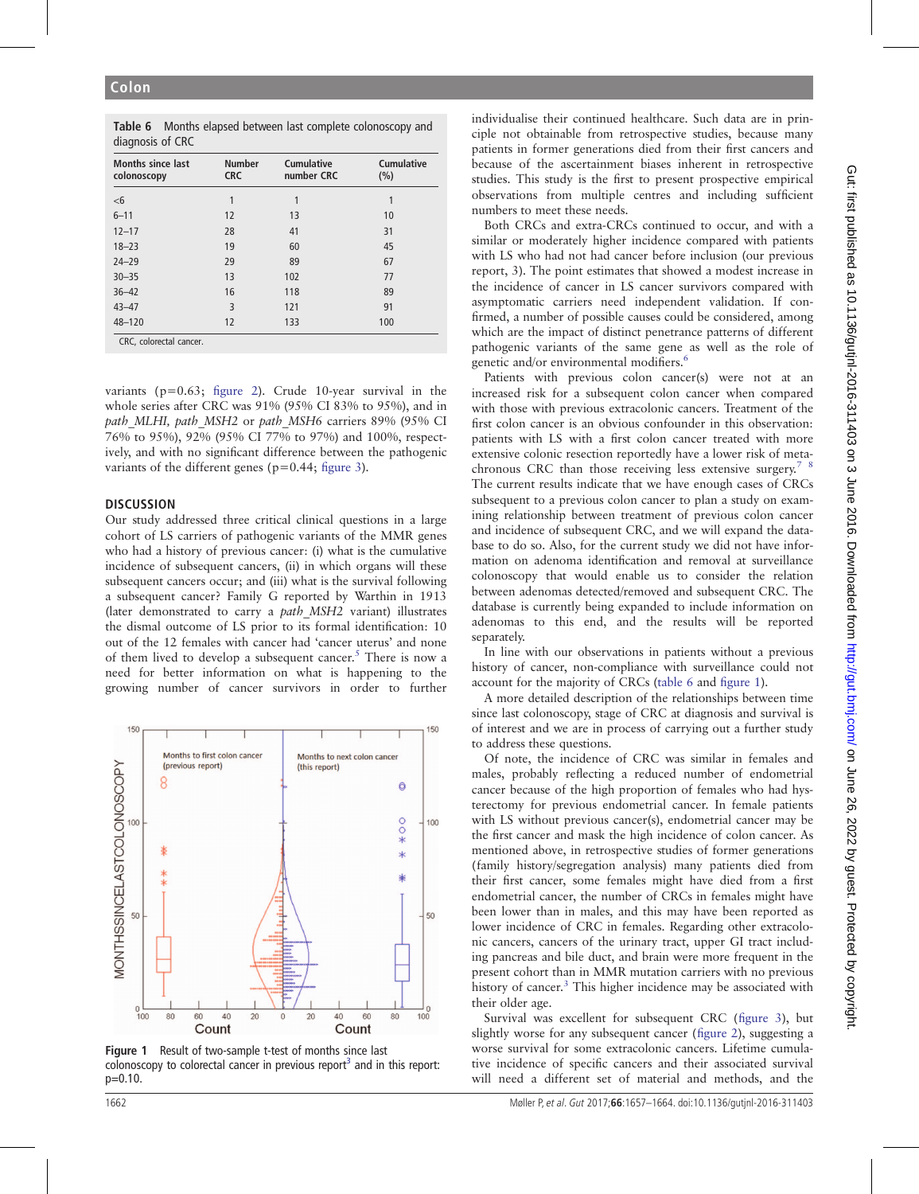**Table 6** Months elapsed between last complete colonoscopy and diagnosis of CRC

| Months since last colonoscopy | Number CRC | Cumulative number CRC | Cumulative (%) |
|---|---|---|---|
| <6 | 1 | 1 | 1 |
| 6–11 | 12 | 13 | 10 |
| 12–17 | 28 | 41 | 31 |
| 18–23 | 19 | 60 | 45 |
| 24–29 | 29 | 89 | 67 |
| 30–35 | 13 | 102 | 77 |
| 36–42 | 16 | 118 | 89 |
| 43–47 | 3 | 121 | 91 |
| 48–120 | 12 | 133 | 100 |

CRC, colorectal cancer.

variants (p=0.63; figure 2). Crude 10-year survival in the whole series after CRC was 91% (95% CI 83% to 95%), and in *path_MLH1*, *path_MSH2* or *path_MSH6* carriers 89% (95% CI 76% to 95%), 92% (95% CI 77% to 97%) and 100%, respectively, and with no significant difference between the pathogenic variants of the different genes (p=0.44; figure 3).

## DISCUSSION

Our study addressed three critical clinical questions in a large cohort of LS carriers of pathogenic variants of the MMR genes who had a history of previous cancer: (i) what is the cumulative incidence of subsequent cancers, (ii) in which organs will these subsequent cancers occur; and (iii) what is the survival following a subsequent cancer? Family G reported by Warthin in 1913 (later demonstrated to carry a *path_MSH2* variant) illustrates the dismal outcome of LS prior to its formal identification: 10 out of the 12 females with cancer had 'cancer uterus' and none of them lived to develop a subsequent cancer.[5] There is now a need for better information on what is happening to the growing number of cancer survivors in order to further individualise their continued healthcare. Such data are in principle not obtainable from retrospective studies, because many patients in former generations died from their first cancers and because of the ascertainment biases inherent in retrospective studies. This study is the first to present prospective empirical observations from multiple centres and including sufficient numbers to meet these needs.

Both CRCs and extra-CRCs continued to occur, and with a similar or moderately higher incidence compared with patients with LS who had not had cancer before inclusion (our previous report, 3). The point estimates that showed a modest increase in the incidence of cancer in LS cancer survivors compared with asymptomatic carriers need independent validation. If confirmed, a number of possible causes could be considered, among which are the impact of distinct penetrance patterns of different pathogenic variants of the same gene as well as the role of genetic and/or environmental modifiers.[6]

Patients with previous colon cancer(s) were not at an increased risk for a subsequent colon cancer when compared with those with previous extracolonic cancers. Treatment of the first colon cancer is an obvious confounder in this observation: patients with LS with a first colon cancer treated with more extensive colonic resection reportedly have a lower risk of metachronous CRC than those receiving less extensive surgery.[7,8] The current results indicate that we have enough cases of CRCs subsequent to a previous colon cancer to plan a study on examining relationship between treatment of previous colon cancer and incidence of subsequent CRC, and we will expand the database to do so. Also, for the current study we did not have information on adenoma identification and removal at surveillance colonoscopy that would enable us to consider the relation between adenomas detected/removed and subsequent CRC. The database is currently being expanded to include information on adenomas to this end, and the results will be reported separately.

In line with our observations in patients without a previous history of cancer, non-compliance with surveillance could not account for the majority of CRCs (table 6 and figure 1).

A more detailed description of the relationships between time since last colonoscopy, stage of CRC at diagnosis and survival is of interest and we are in process of carrying out a further study to address these questions.

Of note, the incidence of CRC was similar in females and males, probably reflecting a reduced number of endometrial cancer because of the high proportion of females who had hysterectomy for previous endometrial cancer. In female patients with LS without previous cancer(s), endometrial cancer may be the first cancer and mask the high incidence of colon cancer. As mentioned above, in retrospective studies of former generations (family history/segregation analysis) many patients died from their first cancer, some females might have died from a first endometrial cancer, the number of CRCs in females might have been lower than in males, and this may have been reported as lower incidence of CRC in females. Regarding other extracolonic cancers, cancers of the urinary tract, upper GI tract including pancreas and bile duct, and brain were more frequent in the present cohort than in MMR mutation carriers with no previous history of cancer.[3] This higher incidence may be associated with their older age.

Survival was excellent for subsequent CRC (figure 3), but slightly worse for any subsequent cancer (figure 2), suggesting a worse survival for some extracolonic cancers. Lifetime cumulative incidence of specific cancers and their associated survival will need a different set of material and methods, and the

**Figure 1** Result of two-sample t-test of months since last colonoscopy to colorectal cancer in previous report[3] and in this report: p=0.10.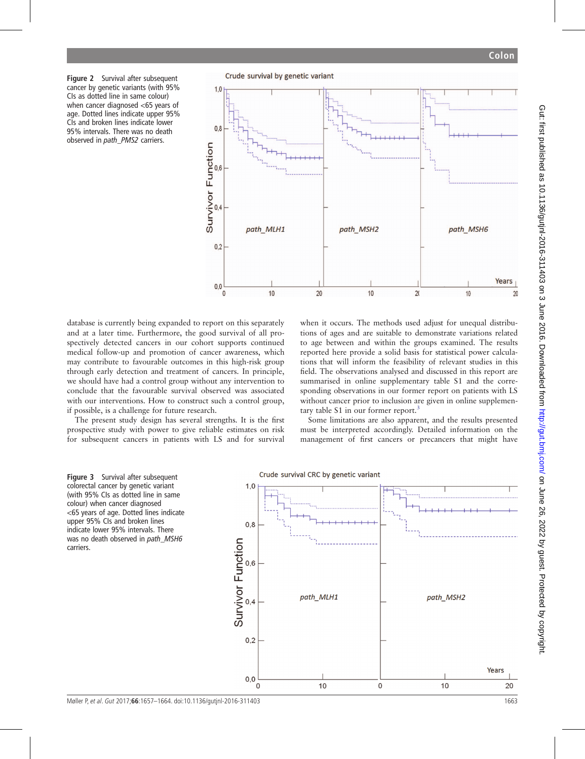Figure 2 Survival after subsequent cancer by genetic variants (with 95% CIs as dotted line in same colour) when cancer diagnosed <65 years of age. Dotted lines indicate upper 95% CIs and broken lines indicate lower 95% intervals. There was no death observed in *path_PMS2* carriers.

database is currently being expanded to report on this separately and at a later time. Furthermore, the good survival of all prospectively detected cancers in our cohort supports continued medical follow-up and promotion of cancer awareness, which may contribute to favourable outcomes in this high-risk group through early detection and treatment of cancers. In principle, we should have had a control group without any intervention to conclude that the favourable survival observed was associated with our interventions. How to construct such a control group, if possible, is a challenge for future research.

The present study design has several strengths. It is the first prospective study with power to give reliable estimates on risk for subsequent cancers in patients with LS and for survival when it occurs. The methods used adjust for unequal distributions of ages and are suitable to demonstrate variations related to age between and within the groups examined. The results reported here provide a solid basis for statistical power calculations that will inform the feasibility of relevant studies in this field. The observations analysed and discussed in this report are summarised in online supplementary table S1 and the corresponding observations in our former report on patients with LS without cancer prior to inclusion are given in online supplementary table S1 in our former report.[3]

Some limitations are also apparent, and the results presented must be interpreted accordingly. Detailed information on the management of first cancers or precancers that might have

Figure 3 Survival after subsequent colorectal cancer by genetic variant (with 95% CIs as dotted line in same colour) when cancer diagnosed <65 years of age. Dotted lines indicate upper 95% CIs and broken lines indicate lower 95% intervals. There was no death observed in *path_MSH6* carriers.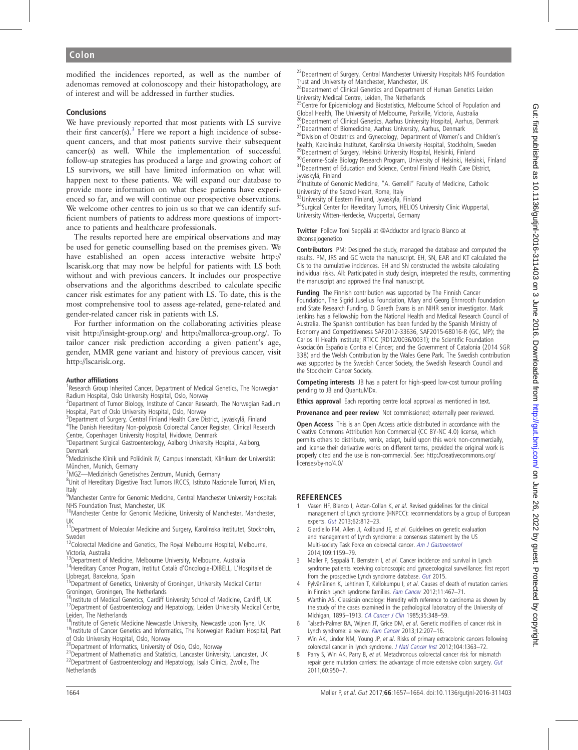modified the incidences reported, as well as the number of adenomas removed at colonoscopy and their histopathology, are of interest and will be addressed in further studies.

## Conclusions

We have previously reported that most patients with LS survive their first cancer(s).[3] Here we report a high incidence of subsequent cancers, and that most patients survive their subsequent cancer(s) as well. While the implementation of successful follow-up strategies has produced a large and growing cohort of LS survivors, we still have limited information on what will happen next to these patients. We will expand our database to provide more information on what these patients have experienced so far, and we will continue our prospective observations. We welcome other centres to join us so that we can identify sufficient numbers of patients to address more questions of importance to patients and healthcare professionals.

The results reported here are empirical observations and may be used for genetic counselling based on the premises given. We have established an open access interactive website http://lscarisk.org that may now be helpful for patients with LS both without and with previous cancers. It includes our prospective observations and the algorithms described to calculate specific cancer risk estimates for any patient with LS. To date, this is the most comprehensive tool to assess age-related, gene-related and gender-related cancer risk in patients with LS.

For further information on the collaborating activities please visit http://insight-group.org/ and http://mallorca-group.org/. To tailor cancer risk prediction according a given patient's age, gender, MMR gene variant and history of previous cancer, visit http://lscarisk.org.

### Author affiliations

[1]Research Group Inherited Cancer, Department of Medical Genetics, The Norwegian Radium Hospital, Oslo University Hospital, Oslo, Norway
[2]Department of Tumor Biology, Institute of Cancer Research, The Norwegian Radium Hospital, Part of Oslo University Hospital, Oslo, Norway
[3]Department of Surgery, Central Finland Health Care District, Jyväskylä, Finland
[4]The Danish Hereditary Non-polyposis Colorectal Cancer Register, Clinical Research Centre, Copenhagen University Hospital, Hvidovre, Denmark
[5]Department Surgical Gastroenterology, Aalborg University Hospital, Aalborg, Denmark
[6]Medizinische Klinik und Poliklinik IV, Campus Innenstadt, Klinikum der Universität München, Munich, Germany
[7]MGZ—Medizinisch Genetisches Zentrum, Munich, Germany
[8]Unit of Hereditary Digestive Tract Tumors IRCCS, Istituto Nazionale Tumori, Milan, Italy
[9]Manchester Centre for Genomic Medicine, Central Manchester University Hospitals NHS Foundation Trust, Manchester, UK
[10]Manchester Centre for Genomic Medicine, University of Manchester, Manchester, UK
[11]Department of Molecular Medicine and Surgery, Karolinska Institutet, Stockholm, Sweden
[12]Colorectal Medicine and Genetics, The Royal Melbourne Hospital, Melbourne, Victoria, Australia
[13]Department of Medicine, Melbourne University, Melbourne, Australia
[14]Hereditary Cancer Program, Institut Català d'Oncologia-IDIBELL, L'Hospitalet de Llobregat, Barcelona, Spain
[15]Department of Genetics, University of Groningen, University Medical Center Groningen, Groningen, The Netherlands
[16]Institute of Medical Genetics, Cardiff University School of Medicine, Cardiff, UK
[17]Department of Gastroenterology and Hepatology, Leiden University Medical Centre, Leiden, The Netherlands
[18]Institute of Genetic Medicine Newcastle University, Newcastle upon Tyne, UK
[19]Institute of Cancer Genetics and Informatics, The Norwegian Radium Hospital, Part of Oslo University Hospital, Oslo, Norway
[20]Department of Informatics, University of Oslo, Oslo, Norway
[21]Department of Mathematics and Statistics, Lancaster University, Lancaster, UK
[22]Department of Gastroenterology and Hepatology, Isala Clinics, Zwolle, The Netherlands
[23]Department of Surgery, Central Manchester University Hospitals NHS Foundation Trust and University of Manchester, Manchester, UK
[24]Department of Clinical Genetics and Department of Human Genetics Leiden University Medical Centre, Leiden, The Netherlands
[25]Centre for Epidemiology and Biostatistics, Melbourne School of Population and Global Health, The University of Melbourne, Parkville, Victoria, Australia
[26]Department of Clinical Genetics, Aarhus University Hospital, Aarhus, Denmark
[27]Department of Biomedicine, Aarhus University, Aarhus, Denmark
[28]Division of Obstetrics and Gynecology, Department of Women's and Children's health, Karolinska Institutet, Karolinska University Hospital, Stockholm, Sweden
[29]Department of Surgery, Helsinki University Hospital, Helsinki, Finland
[30]Genome-Scale Biology Research Program, University of Helsinki, Helsinki, Finland
[31]Department of Education and Science, Central Finland Health Care District, Jyväskylä, Finland
[32]Institute of Genomic Medicine, "A. Gemelli" Faculty of Medicine, Catholic University of the Sacred Heart, Rome, Italy
[33]University of Eastern Finland, Jyvaskyla, Finland
[34]Surgical Center for Hereditary Tumors, HELIOS University Clinic Wuppertal, University Witten-Herdecke, Wuppertal, Germany

**Twitter** Follow Toni Seppälä at @Adductor and Ignacio Blanco at @consejogenetico

**Contributors** PM: Designed the study, managed the database and computed the results. PM, JRS and GC wrote the manuscript. EH, SN, EAR and KT calculated the CIs to the cumulative incidences. EH and SN constructed the website calculating individual risks. All: Participated in study design, interpreted the results, commenting the manuscript and approved the final manuscript.

**Funding** The Finnish contribution was supported by The Finnish Cancer Foundation, The Sigrid Juselius Foundation, Mary and Georg Ehrnrooth foundation and State Research Funding. D Gareth Evans is an NIHR senior investigator. Mark Jenkins has a Fellowship from the National Health and Medical Research Council of Australia. The Spanish contribution has been funded by the Spanish Ministry of Economy and Competitiveness SAF2012-33636, SAF2015-68016-R (GC, MP); the Carlos III Health Institute; RTICC (RD12/0036/0031); the Scientific Foundation Asociación Española Contra el Cáncer; and the Government of Catalonia (2014 SGR 338) and the Welsh Contribution by the Wales Gene Park. The Swedish contribution was supported by the Swedish Cancer Society, the Swedish Research Council and the Stockholm Cancer Society.

**Competing interests** JB has a patent for high-speed low-cost tumour profiling pending to JB and QuantuMDx.

**Ethics approval** Each reporting centre local approval as mentioned in text.

**Provenance and peer review** Not commissioned; externally peer reviewed.

**Open Access** This is an Open Access article distributed in accordance with the Creative Commons Attribution Non Commercial (CC BY-NC 4.0) license, which permits others to distribute, remix, adapt, build upon this work non-commercially, and license their derivative works on different terms, provided the original work is properly cited and the use is non-commercial. See: http://creativecommons.org/licenses/by-nc/4.0/

## REFERENCES

1. Vasen HF, Blanco I, Aktan-Collan K, *et al*. Revised guidelines for the clinical management of Lynch syndrome (HNPCC): recommendations by a group of European experts. *Gut* 2013;62:812–23.
2. Giardiello FM, Allen JI, Axilbund JE, *et al*. Guidelines on genetic evaluation and management of Lynch syndrome: a consensus statement by the US Multi-society Task Force on colorectal cancer. *Am J Gastroenterol* 2014;109:1159–79.
3. Møller P, Seppälä T, Bernstein I, *et al*. Cancer incidence and survival in Lynch syndrome patients receiving colonoscopic and gynaecological surveillance: first report from the prospective Lynch syndrome database. *Gut* 2015.
4. Pylvänäinen K, Lehtinen T, Kellokumpu I, *et al*. Causes of death of mutation carriers in Finnish Lynch syndrome families. *Fam Cancer* 2012;11:467–71.
5. Warthin AS. Classicsin oncology: Heredity with reference to carcinoma as shown by the study of the cases examined in the pathological laboratory of the University of Michigan, 1895–1913. *CA Cancer J Clin* 1985;35:348–59.
6. Talseth-Palmer BA, Wijnen JT, Grice DM, *et al*. Genetic modifiers of cancer risk in Lynch syndrome: a review. *Fam Cancer* 2013;12:207–16.
7. Win AK, Lindor NM, Young JP, *et al*. Risks of primary extracolonic cancers following colorectal cancer in lynch syndrome. *J Natl Cancer Inst* 2012;104:1363–72.
8. Parry S, Win AK, Parry B, *et al*. Metachronous colorectal cancer risk for mismatch repair gene mutation carriers: the advantage of more extensive colon surgery. *Gut* 2011;60:950–7.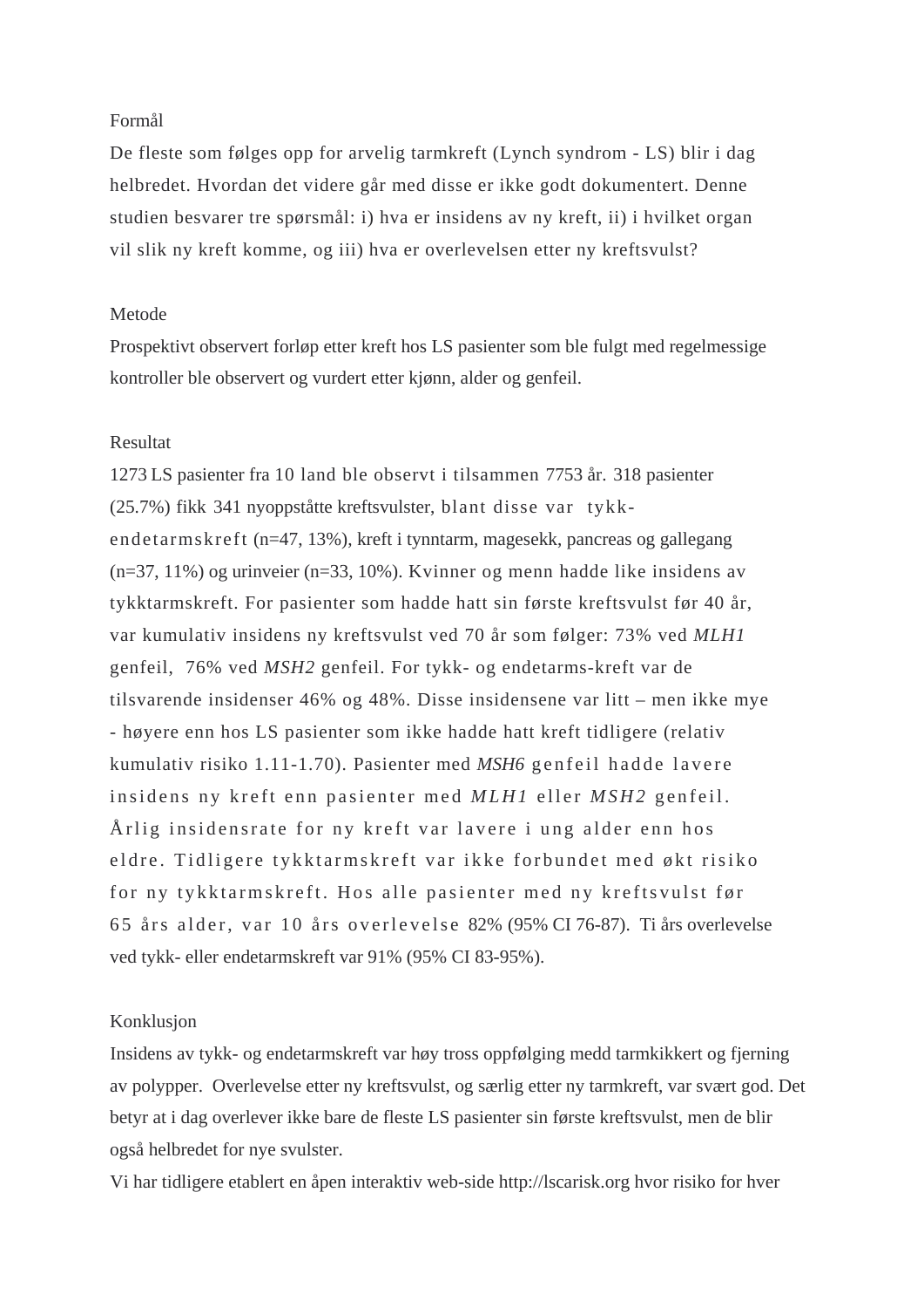Formål

De fleste som følges opp for arvelig tarmkreft (Lynch syndrom - LS) blir i dag helbredet. Hvordan det videre går med disse er ikke godt dokumentert. Denne studien besvarer tre spørsmål: i) hva er insidens av ny kreft, ii) i hvilket organ vil slik ny kreft komme, og iii) hva er overlevelsen etter ny kreftsvulst?

Metode

Prospektivt observert forløp etter kreft hos LS pasienter som ble fulgt med regelmessige kontroller ble observert og vurdert etter kjønn, alder og genfeil.

Resultat

1273 LS pasienter fra 10 land ble observt i tilsammen 7753 år. 318 pasienter (25.7%) fikk 341 nyoppståtte kreftsvulster, blant disse var tykk-endetarmskreft (n=47, 13%), kreft i tynntarm, magesekk, pancreas og gallegang (n=37, 11%) og urinveier (n=33, 10%). Kvinner og menn hadde like insidens av tykktarmskreft. For pasienter som hadde hatt sin første kreftsvulst før 40 år, var kumulativ insidens ny kreftsvulst ved 70 år som følger: 73% ved *MLH1* genfeil, 76% ved *MSH2* genfeil. For tykk- og endetarms-kreft var de tilsvarende insidenser 46% og 48%. Disse insidensene var litt – men ikke mye - høyere enn hos LS pasienter som ikke hadde hatt kreft tidligere (relativ kumulativ risiko 1.11-1.70). Pasienter med *MSH6* genfeil hadde lavere insidens ny kreft enn pasienter med *MLH1* eller *MSH2* genfeil. Årlig insidensrate for ny kreft var lavere i ung alder enn hos eldre. Tidligere tykktarmskreft var ikke forbundet med økt risiko for ny tykktarmskreft. Hos alle pasienter med ny kreftsvulst før 65 års alder, var 10 års overlevelse 82% (95% CI 76-87). Ti års overlevelse ved tykk- eller endetarmskreft var 91% (95% CI 83-95%).

Konklusjon

Insidens av tykk- og endetarmskreft var høy tross oppfølging medd tarmkikkert og fjerning av polypper. Overlevelse etter ny kreftsvulst, og særlig etter ny tarmkreft, var svært god. Det betyr at i dag overlever ikke bare de fleste LS pasienter sin første kreftsvulst, men de blir også helbredet for nye svulster.

Vi har tidligere etablert en åpen interaktiv web-side http://lscarisk.org hvor risiko for hver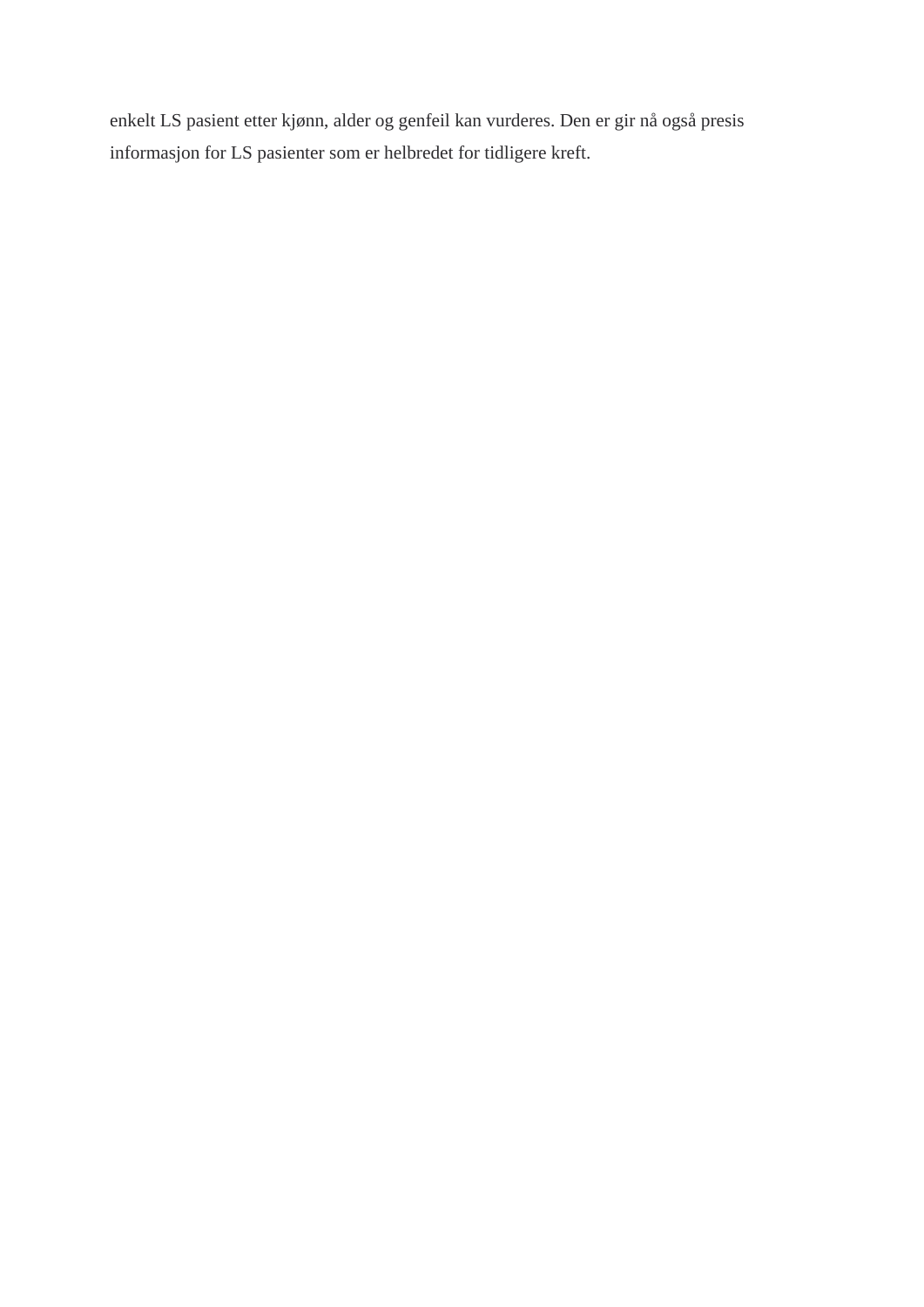enkelt LS pasient etter kjønn, alder og genfeil kan vurderes. Den er gir nå også presis informasjon for LS pasienter som er helbredet for tidligere kreft.